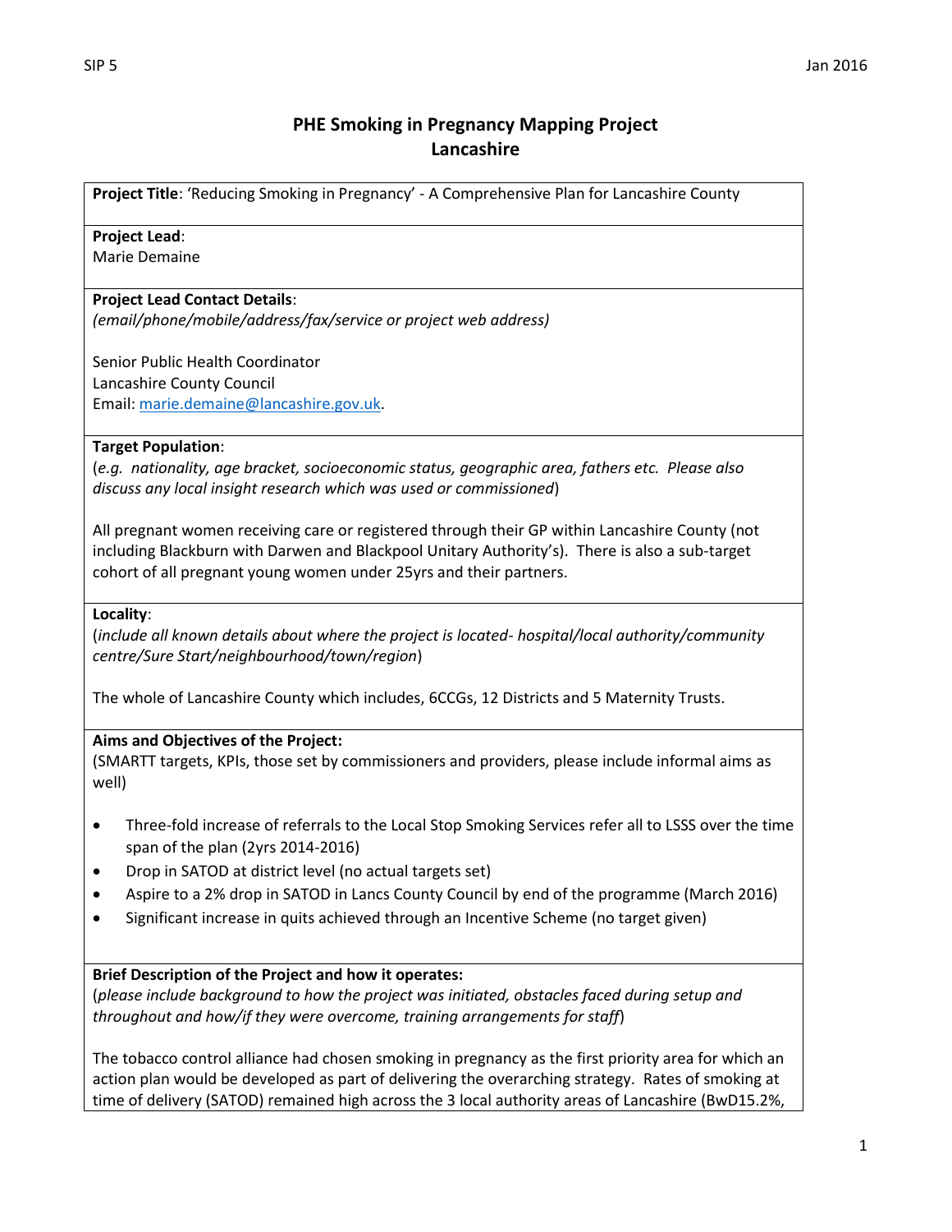# PHE Smoking in Pregnancy Mapping Project
## Lancashire

**Project Title**: 'Reducing Smoking in Pregnancy' - A Comprehensive Plan for Lancashire County

**Project Lead**:
Marie Demaine

**Project Lead Contact Details**:
*(email/phone/mobile/address/fax/service or project web address)*

Senior Public Health Coordinator
Lancashire County Council
Email: marie.demaine@lancashire.gov.uk.

**Target Population**:
(*e.g. nationality, age bracket, socioeconomic status, geographic area, fathers etc. Please also discuss any local insight research which was used or commissioned*)

All pregnant women receiving care or registered through their GP within Lancashire County (not including Blackburn with Darwen and Blackpool Unitary Authority's). There is also a sub-target cohort of all pregnant young women under 25yrs and their partners.

**Locality**:
(*include all known details about where the project is located- hospital/local authority/community centre/Sure Start/neighbourhood/town/region*)

The whole of Lancashire County which includes, 6CCGs, 12 Districts and 5 Maternity Trusts.

**Aims and Objectives of the Project:**
(SMARTT targets, KPIs, those set by commissioners and providers, please include informal aims as well)

- Three-fold increase of referrals to the Local Stop Smoking Services refer all to LSSS over the time span of the plan (2yrs 2014-2016)
- Drop in SATOD at district level (no actual targets set)
- Aspire to a 2% drop in SATOD in Lancs County Council by end of the programme (March 2016)
- Significant increase in quits achieved through an Incentive Scheme (no target given)

**Brief Description of the Project and how it operates:**
(*please include background to how the project was initiated, obstacles faced during setup and throughout and how/if they were overcome, training arrangements for staff*)

The tobacco control alliance had chosen smoking in pregnancy as the first priority area for which an action plan would be developed as part of delivering the overarching strategy. Rates of smoking at time of delivery (SATOD) remained high across the 3 local authority areas of Lancashire (BwD15.2%,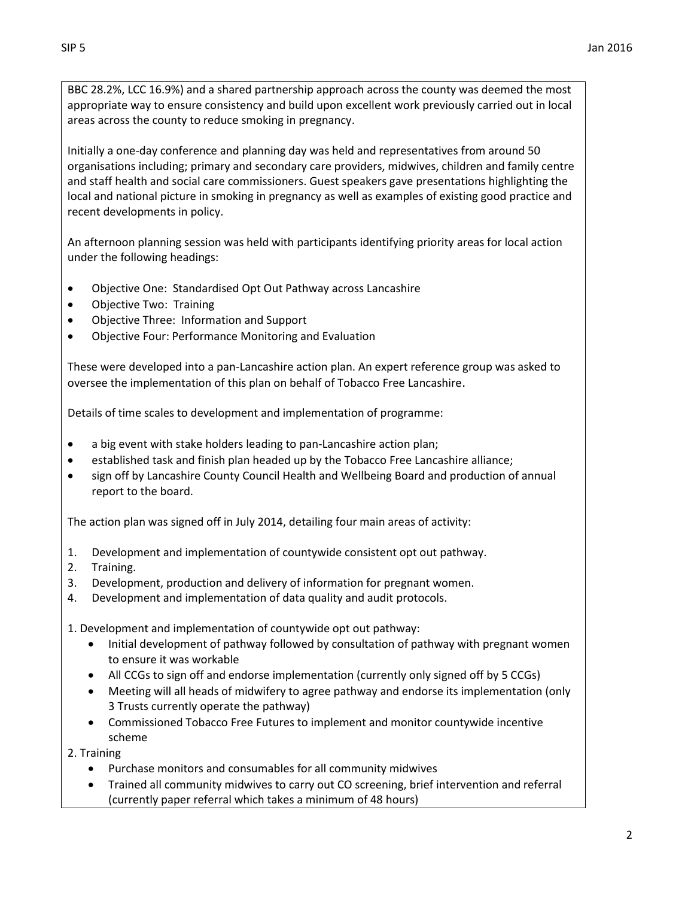BBC 28.2%, LCC 16.9%) and a shared partnership approach across the county was deemed the most appropriate way to ensure consistency and build upon excellent work previously carried out in local areas across the county to reduce smoking in pregnancy.

Initially a one-day conference and planning day was held and representatives from around 50 organisations including; primary and secondary care providers, midwives, children and family centre and staff health and social care commissioners. Guest speakers gave presentations highlighting the local and national picture in smoking in pregnancy as well as examples of existing good practice and recent developments in policy.

An afternoon planning session was held with participants identifying priority areas for local action under the following headings:

- Objective One: Standardised Opt Out Pathway across Lancashire
- Objective Two: Training
- Objective Three: Information and Support
- Objective Four: Performance Monitoring and Evaluation

These were developed into a pan-Lancashire action plan. An expert reference group was asked to oversee the implementation of this plan on behalf of Tobacco Free Lancashire.

Details of time scales to development and implementation of programme:

- a big event with stake holders leading to pan-Lancashire action plan;
- established task and finish plan headed up by the Tobacco Free Lancashire alliance;
- sign off by Lancashire County Council Health and Wellbeing Board and production of annual report to the board.

The action plan was signed off in July 2014, detailing four main areas of activity:

1. Development and implementation of countywide consistent opt out pathway.
2. Training.
3. Development, production and delivery of information for pregnant women.
4. Development and implementation of data quality and audit protocols.

1. Development and implementation of countywide opt out pathway:
    - Initial development of pathway followed by consultation of pathway with pregnant women to ensure it was workable
    - All CCGs to sign off and endorse implementation (currently only signed off by 5 CCGs)
    - Meeting will all heads of midwifery to agree pathway and endorse its implementation (only 3 Trusts currently operate the pathway)
    - Commissioned Tobacco Free Futures to implement and monitor countywide incentive scheme

2. Training
    - Purchase monitors and consumables for all community midwives
    - Trained all community midwives to carry out CO screening, brief intervention and referral (currently paper referral which takes a minimum of 48 hours)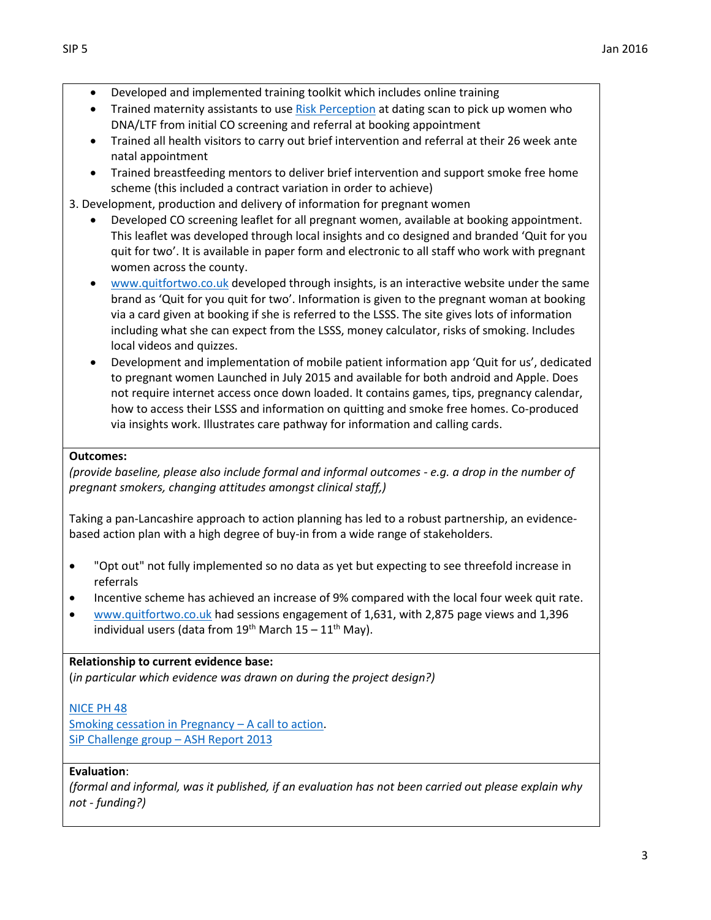- Developed and implemented training toolkit which includes online training
- Trained maternity assistants to use Risk Perception at dating scan to pick up women who DNA/LTF from initial CO screening and referral at booking appointment
- Trained all health visitors to carry out brief intervention and referral at their 26 week ante natal appointment
- Trained breastfeeding mentors to deliver brief intervention and support smoke free home scheme (this included a contract variation in order to achieve)

3. Development, production and delivery of information for pregnant women

- Developed CO screening leaflet for all pregnant women, available at booking appointment. This leaflet was developed through local insights and co designed and branded 'Quit for you quit for two'. It is available in paper form and electronic to all staff who work with pregnant women across the county.
- www.quitfortwo.co.uk developed through insights, is an interactive website under the same brand as 'Quit for you quit for two'. Information is given to the pregnant woman at booking via a card given at booking if she is referred to the LSSS. The site gives lots of information including what she can expect from the LSSS, money calculator, risks of smoking. Includes local videos and quizzes.
- Development and implementation of mobile patient information app 'Quit for us', dedicated to pregnant women Launched in July 2015 and available for both android and Apple. Does not require internet access once down loaded. It contains games, tips, pregnancy calendar, how to access their LSSS and information on quitting and smoke free homes. Co-produced via insights work. Illustrates care pathway for information and calling cards.

**Outcomes:**

*(provide baseline, please also include formal and informal outcomes - e.g. a drop in the number of pregnant smokers, changing attitudes amongst clinical staff,)*

Taking a pan-Lancashire approach to action planning has led to a robust partnership, an evidence-based action plan with a high degree of buy-in from a wide range of stakeholders.

- "Opt out" not fully implemented so no data as yet but expecting to see threefold increase in referrals
- Incentive scheme has achieved an increase of 9% compared with the local four week quit rate.
- www.quitfortwo.co.uk had sessions engagement of 1,631, with 2,875 page views and 1,396 individual users (data from 19th March 15 – 11th May).

**Relationship to current evidence base:**

(*in particular which evidence was drawn on during the project design?)*

NICE PH 48

Smoking cessation in Pregnancy – A call to action.

SiP Challenge group – ASH Report 2013

**Evaluation**:

*(formal and informal, was it published, if an evaluation has not been carried out please explain why not - funding?)*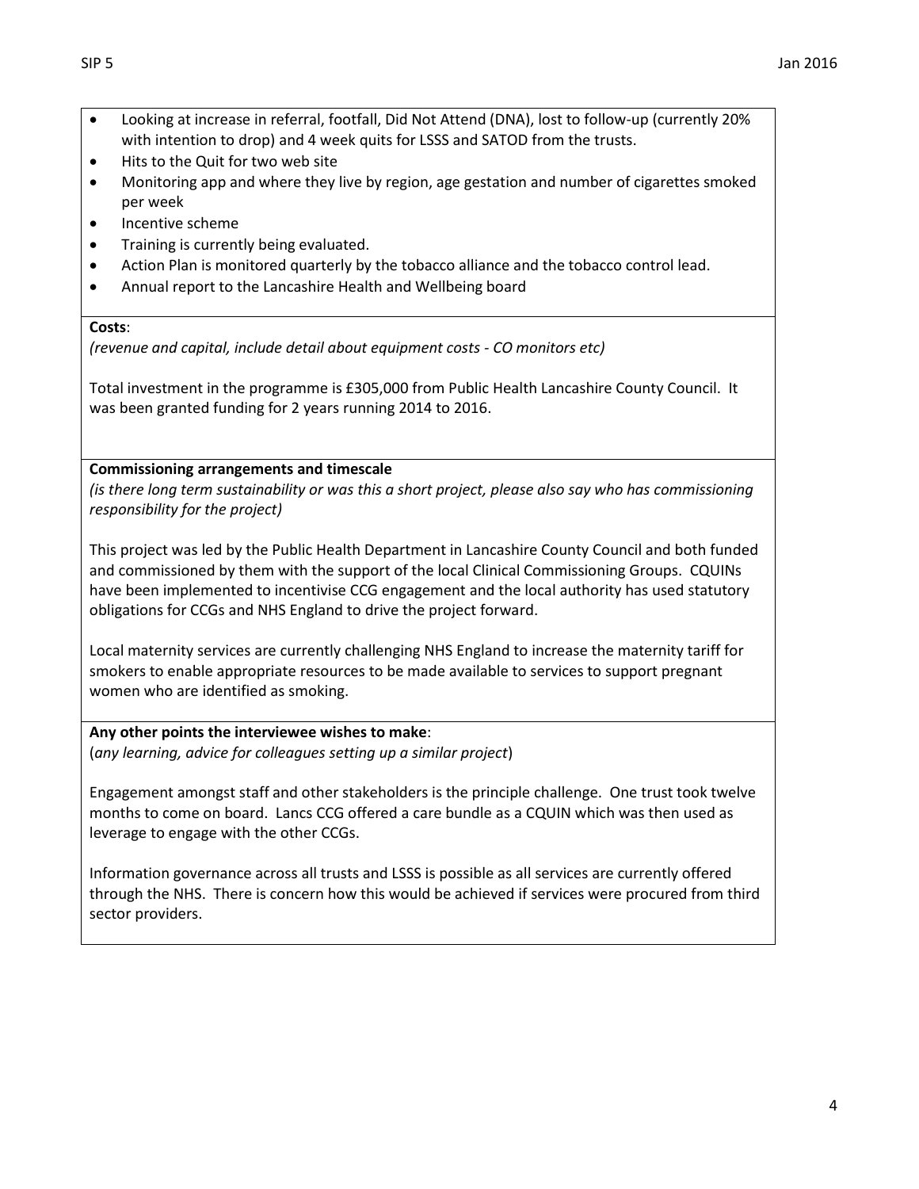- Looking at increase in referral, footfall, Did Not Attend (DNA), lost to follow-up (currently 20% with intention to drop) and 4 week quits for LSSS and SATOD from the trusts.
- Hits to the Quit for two web site
- Monitoring app and where they live by region, age gestation and number of cigarettes smoked per week
- Incentive scheme
- Training is currently being evaluated.
- Action Plan is monitored quarterly by the tobacco alliance and the tobacco control lead.
- Annual report to the Lancashire Health and Wellbeing board

**Costs**:
*(revenue and capital, include detail about equipment costs - CO monitors etc)*

Total investment in the programme is £305,000 from Public Health Lancashire County Council. It was been granted funding for 2 years running 2014 to 2016.

**Commissioning arrangements and timescale**
*(is there long term sustainability or was this a short project, please also say who has commissioning responsibility for the project)*

This project was led by the Public Health Department in Lancashire County Council and both funded and commissioned by them with the support of the local Clinical Commissioning Groups. CQUINs have been implemented to incentivise CCG engagement and the local authority has used statutory obligations for CCGs and NHS England to drive the project forward.

Local maternity services are currently challenging NHS England to increase the maternity tariff for smokers to enable appropriate resources to be made available to services to support pregnant women who are identified as smoking.

**Any other points the interviewee wishes to make**:
(*any learning, advice for colleagues setting up a similar project*)

Engagement amongst staff and other stakeholders is the principle challenge. One trust took twelve months to come on board. Lancs CCG offered a care bundle as a CQUIN which was then used as leverage to engage with the other CCGs.

Information governance across all trusts and LSSS is possible as all services are currently offered through the NHS. There is concern how this would be achieved if services were procured from third sector providers.